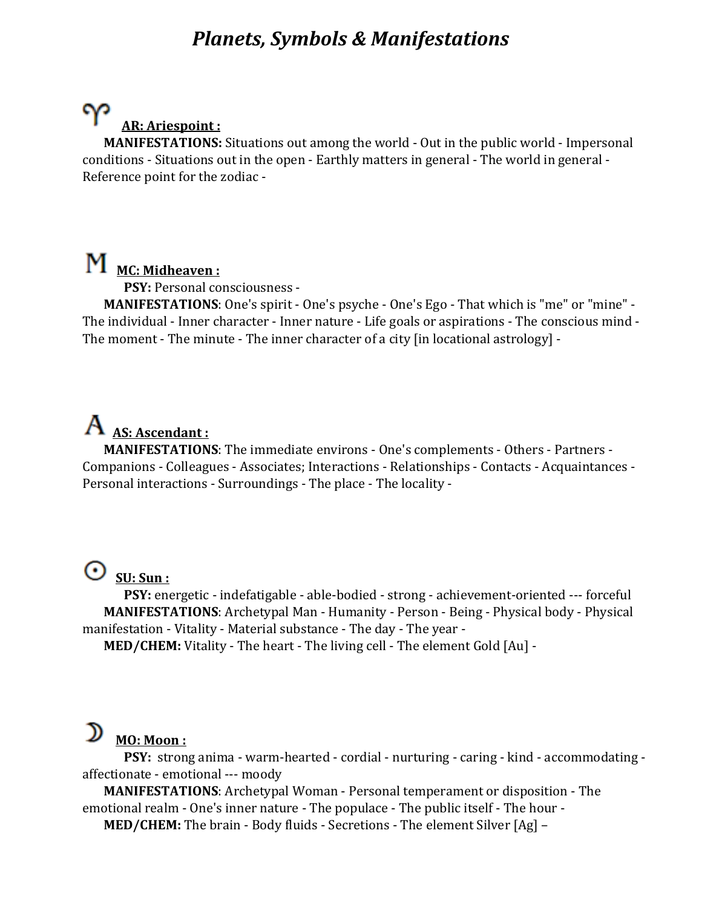# *Planets, Symbols & Manifestations*

♈ **AR: Ariespoint :**

**MANIFESTATIONS:** Situations out among the world - Out in the public world - Impersonal conditions - Situations out in the open - Earthly matters in general - The world in general - Reference point for the zodiac -

M **MC: Midheaven :**

**PSY:** Personal consciousness -

**MANIFESTATIONS**: One's spirit - One's psyche - One's Ego - That which is "me" or "mine" - The individual - Inner character - Inner nature - Life goals or aspirations - The conscious mind - The moment - The minute - The inner character of a city [in locational astrology] -

A **AS: Ascendant :**

**MANIFESTATIONS**: The immediate environs - One's complements - Others - Partners - Companions - Colleagues - Associates; Interactions - Relationships - Contacts - Acquaintances - Personal interactions - Surroundings - The place - The locality -

☉ **SU: Sun :**

**PSY:** energetic - indefatigable - able-bodied - strong - achievement-oriented --- forceful

**MANIFESTATIONS**: Archetypal Man - Humanity - Person - Being - Physical body - Physical manifestation - Vitality - Material substance - The day - The year -

**MED/CHEM:** Vitality - The heart - The living cell - The element Gold [Au] -

☽ **MO: Moon :**

**PSY:** strong anima - warm-hearted - cordial - nurturing - caring - kind - accommodating - affectionate - emotional --- moody

**MANIFESTATIONS**: Archetypal Woman - Personal temperament or disposition - The emotional realm - One's inner nature - The populace - The public itself - The hour -

**MED/CHEM:** The brain - Body fluids - Secretions - The element Silver [Ag] –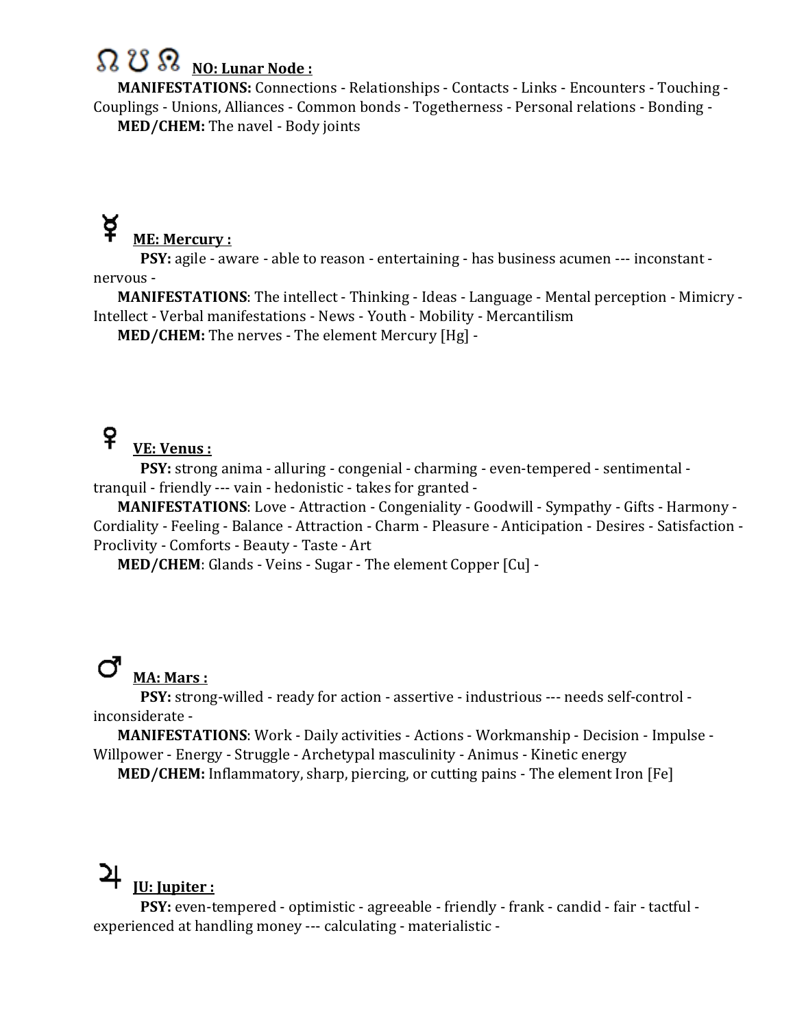## ☊ ☋ ☊ NO: Lunar Node :

**MANIFESTATIONS:** Connections - Relationships - Contacts - Links - Encounters - Touching - Couplings - Unions, Alliances - Common bonds - Togetherness - Personal relations - Bonding -

**MED/CHEM:** The navel - Body joints

## ☿ ME: Mercury :

**PSY:** agile - aware - able to reason - entertaining - has business acumen --- inconstant - nervous -

**MANIFESTATIONS**: The intellect - Thinking - Ideas - Language - Mental perception - Mimicry - Intellect - Verbal manifestations - News - Youth - Mobility - Mercantilism

**MED/CHEM:** The nerves - The element Mercury [Hg] -

## ♀ VE: Venus :

**PSY:** strong anima - alluring - congenial - charming - even-tempered - sentimental - tranquil - friendly --- vain - hedonistic - takes for granted -

**MANIFESTATIONS**: Love - Attraction - Congeniality - Goodwill - Sympathy - Gifts - Harmony - Cordiality - Feeling - Balance - Attraction - Charm - Pleasure - Anticipation - Desires - Satisfaction - Proclivity - Comforts - Beauty - Taste - Art

**MED/CHEM**: Glands - Veins - Sugar - The element Copper [Cu] -

## ♂ MA: Mars :

**PSY:** strong-willed - ready for action - assertive - industrious --- needs self-control - inconsiderate -

**MANIFESTATIONS**: Work - Daily activities - Actions - Workmanship - Decision - Impulse - Willpower - Energy - Struggle - Archetypal masculinity - Animus - Kinetic energy

**MED/CHEM:** Inflammatory, sharp, piercing, or cutting pains - The element Iron [Fe]

## ♃ JU: Jupiter :

**PSY:** even-tempered - optimistic - agreeable - friendly - frank - candid - fair - tactful - experienced at handling money --- calculating - materialistic -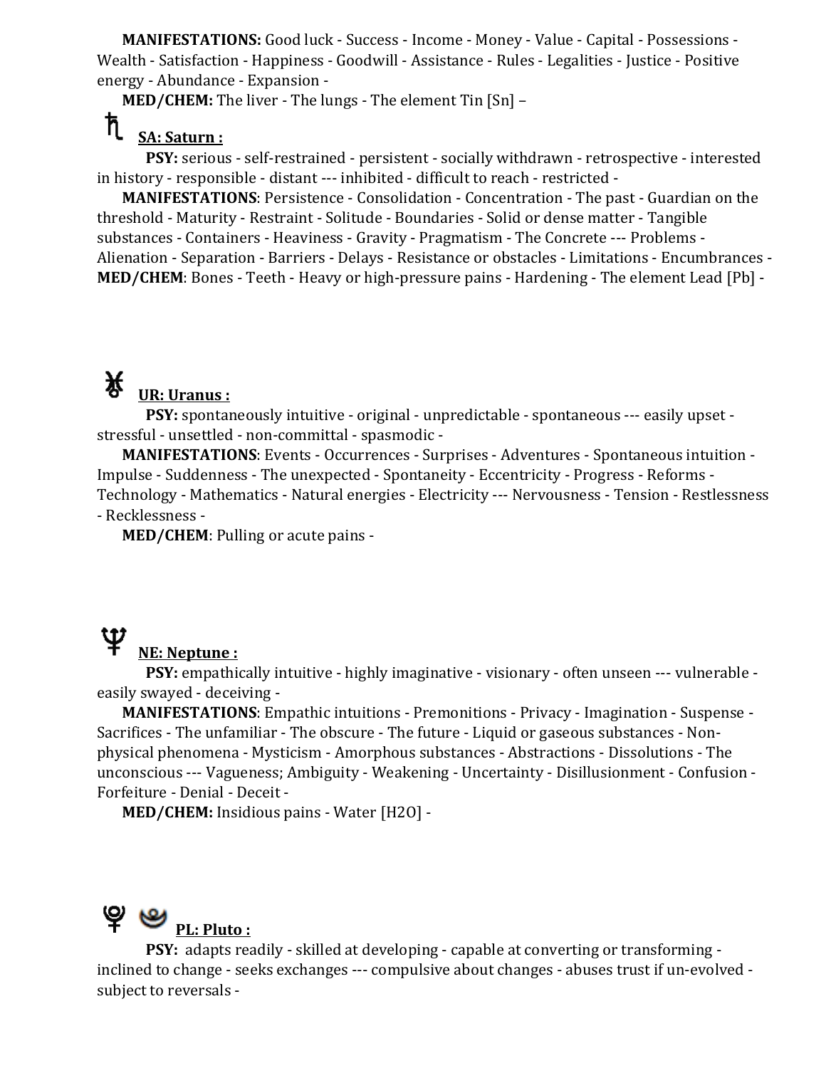**MANIFESTATIONS:** Good luck - Success - Income - Money - Value - Capital - Possessions - Wealth - Satisfaction - Happiness - Goodwill - Assistance - Rules - Legalities - Justice - Positive energy - Abundance - Expansion -

**MED/CHEM:** The liver - The lungs - The element Tin [Sn] –

## ♄ **SA: Saturn :**

**PSY:** serious - self-restrained - persistent - socially withdrawn - retrospective - interested in history - responsible - distant --- inhibited - difficult to reach - restricted -

**MANIFESTATIONS**: Persistence - Consolidation - Concentration - The past - Guardian on the threshold - Maturity - Restraint - Solitude - Boundaries - Solid or dense matter - Tangible substances - Containers - Heaviness - Gravity - Pragmatism - The Concrete --- Problems - Alienation - Separation - Barriers - Delays - Resistance or obstacles - Limitations - Encumbrances -

**MED/CHEM**: Bones - Teeth - Heavy or high-pressure pains - Hardening - The element Lead [Pb] -

## ♅ **UR: Uranus :**

**PSY:** spontaneously intuitive - original - unpredictable - spontaneous --- easily upset - stressful - unsettled - non-committal - spasmodic -

**MANIFESTATIONS**: Events - Occurrences - Surprises - Adventures - Spontaneous intuition - Impulse - Suddenness - The unexpected - Spontaneity - Eccentricity - Progress - Reforms - Technology - Mathematics - Natural energies - Electricity --- Nervousness - Tension - Restlessness - Recklessness -

**MED/CHEM**: Pulling or acute pains -

## ♆ **NE: Neptune :**

**PSY:** empathically intuitive - highly imaginative - visionary - often unseen --- vulnerable - easily swayed - deceiving -

**MANIFESTATIONS**: Empathic intuitions - Premonitions - Privacy - Imagination - Suspense - Sacrifices - The unfamiliar - The obscure - The future - Liquid or gaseous substances - Non-physical phenomena - Mysticism - Amorphous substances - Abstractions - Dissolutions - The unconscious --- Vagueness; Ambiguity - Weakening - Uncertainty - Disillusionment - Confusion - Forfeiture - Denial - Deceit -

**MED/CHEM:** Insidious pains - Water [$H_2O$] -

## ♇ **PL: Pluto :**

**PSY:** adapts readily - skilled at developing - capable at converting or transforming - inclined to change - seeks exchanges --- compulsive about changes - abuses trust if un-evolved - subject to reversals -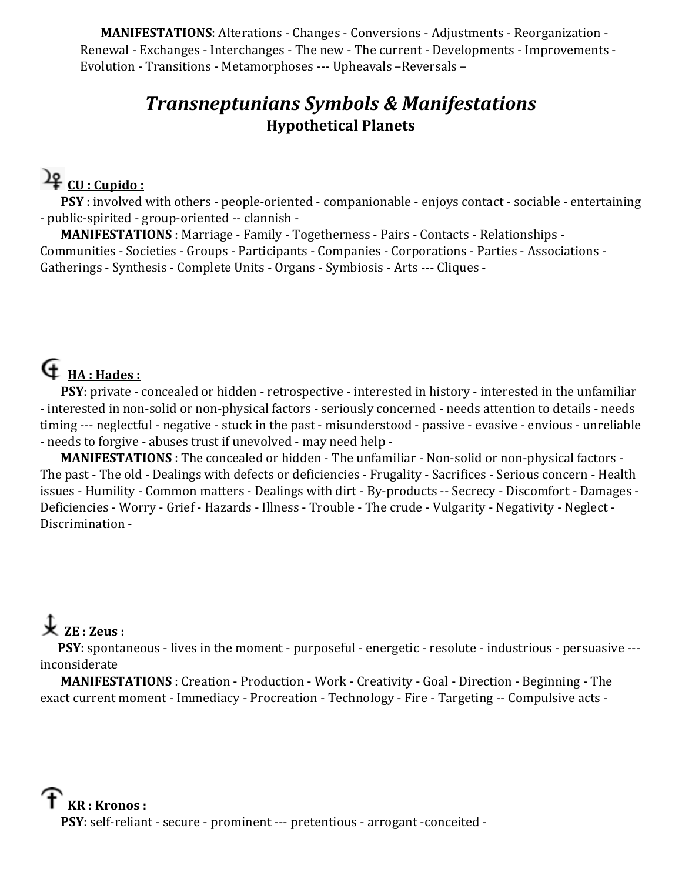**MANIFESTATIONS**: Alterations - Changes - Conversions - Adjustments - Reorganization - Renewal - Exchanges - Interchanges - The new - The current - Developments - Improvements - Evolution - Transitions - Metamorphoses --- Upheavals –Reversals –

## *Transneptunians Symbols & Manifestations*

### Hypothetical Planets

**CU : Cupido :**

**PSY** : involved with others - people-oriented - companionable - enjoys contact - sociable - entertaining - public-spirited - group-oriented -- clannish -

**MANIFESTATIONS** : Marriage - Family - Togetherness - Pairs - Contacts - Relationships - Communities - Societies - Groups - Participants - Companies - Corporations - Parties - Associations - Gatherings - Synthesis - Complete Units - Organs - Symbiosis - Arts --- Cliques -

**HA : Hades :**

**PSY**: private - concealed or hidden - retrospective - interested in history - interested in the unfamiliar - interested in non-solid or non-physical factors - seriously concerned - needs attention to details - needs timing --- neglectful - negative - stuck in the past - misunderstood - passive - evasive - envious - unreliable - needs to forgive - abuses trust if unevolved - may need help -

**MANIFESTATIONS** : The concealed or hidden - The unfamiliar - Non-solid or non-physical factors - The past - The old - Dealings with defects or deficiencies - Frugality - Sacrifices - Serious concern - Health issues - Humility - Common matters - Dealings with dirt - By-products -- Secrecy - Discomfort - Damages - Deficiencies - Worry - Grief - Hazards - Illness - Trouble - The crude - Vulgarity - Negativity - Neglect - Discrimination -

**ZE : Zeus :**

**PSY**: spontaneous - lives in the moment - purposeful - energetic - resolute - industrious - persuasive --- inconsiderate

**MANIFESTATIONS** : Creation - Production - Work - Creativity - Goal - Direction - Beginning - The exact current moment - Immediacy - Procreation - Technology - Fire - Targeting -- Compulsive acts -

**KR : Kronos :**

**PSY**: self-reliant - secure - prominent --- pretentious - arrogant -conceited -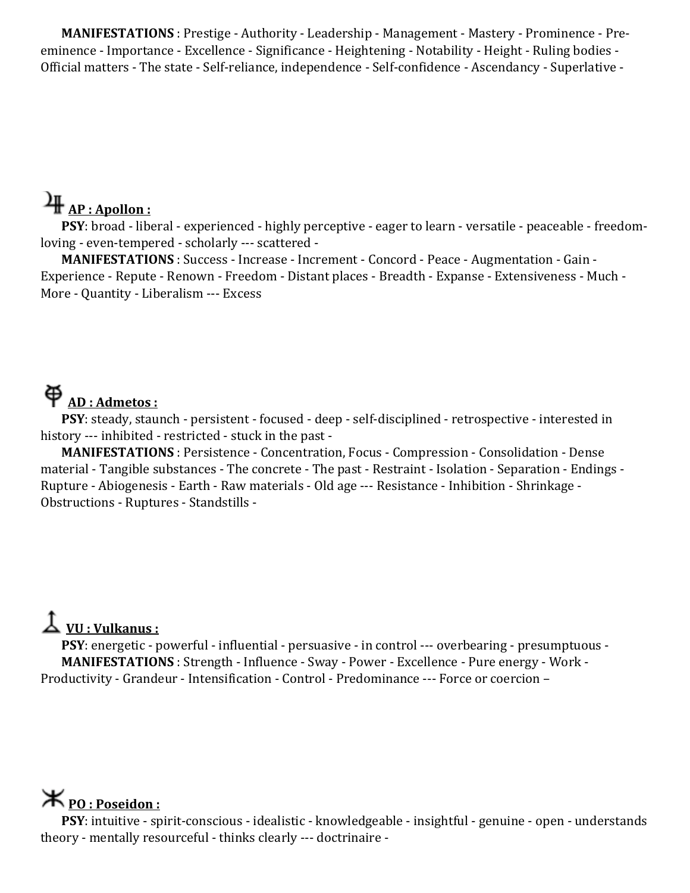**MANIFESTATIONS** : Prestige - Authority - Leadership - Management - Mastery - Prominence - Pre-eminence - Importance - Excellence - Significance - Heightening - Notability - Height - Ruling bodies - Official matters - The state - Self-reliance, independence - Self-confidence - Ascendancy - Superlative -

### ♃ AP : Apollon :

**PSY**: broad - liberal - experienced - highly perceptive - eager to learn - versatile - peaceable - freedom-loving - even-tempered - scholarly --- scattered -

**MANIFESTATIONS** : Success - Increase - Increment - Concord - Peace - Augmentation - Gain - Experience - Repute - Renown - Freedom - Distant places - Breadth - Expanse - Extensiveness - Much - More - Quantity - Liberalism --- Excess

### AD : Admetos :

**PSY**: steady, staunch - persistent - focused - deep - self-disciplined - retrospective - interested in history --- inhibited - restricted - stuck in the past -

**MANIFESTATIONS** : Persistence - Concentration, Focus - Compression - Consolidation - Dense material - Tangible substances - The concrete - The past - Restraint - Isolation - Separation - Endings - Rupture - Abiogenesis - Earth - Raw materials - Old age --- Resistance - Inhibition - Shrinkage - Obstructions - Ruptures - Standstills -

### VU : Vulkanus :

**PSY**: energetic - powerful - influential - persuasive - in control --- overbearing - presumptuous -

**MANIFESTATIONS** : Strength - Influence - Sway - Power - Excellence - Pure energy - Work - Productivity - Grandeur - Intensification - Control - Predominance --- Force or coercion –

### PO : Poseidon :

**PSY**: intuitive - spirit-conscious - idealistic - knowledgeable - insightful - genuine - open - understands theory - mentally resourceful - thinks clearly --- doctrinaire -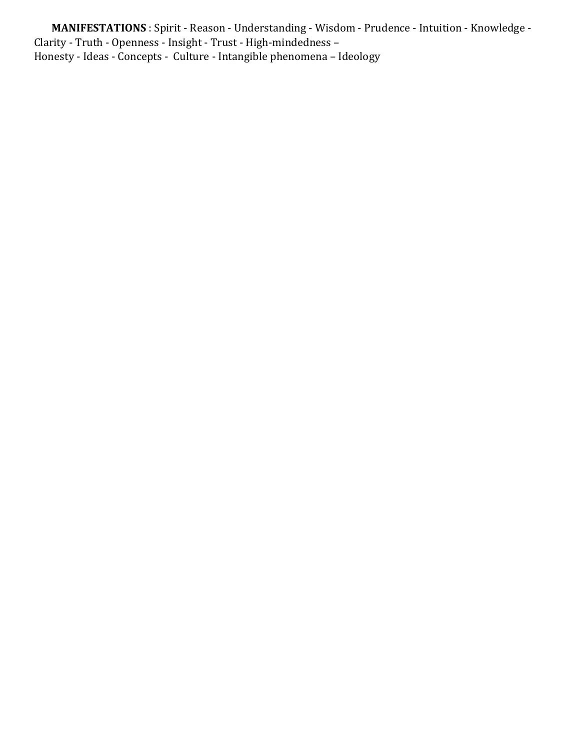**MANIFESTATIONS** : Spirit - Reason - Understanding - Wisdom - Prudence - Intuition - Knowledge - Clarity - Truth - Openness - Insight - Trust - High-mindedness – Honesty - Ideas - Concepts - Culture - Intangible phenomena – Ideology